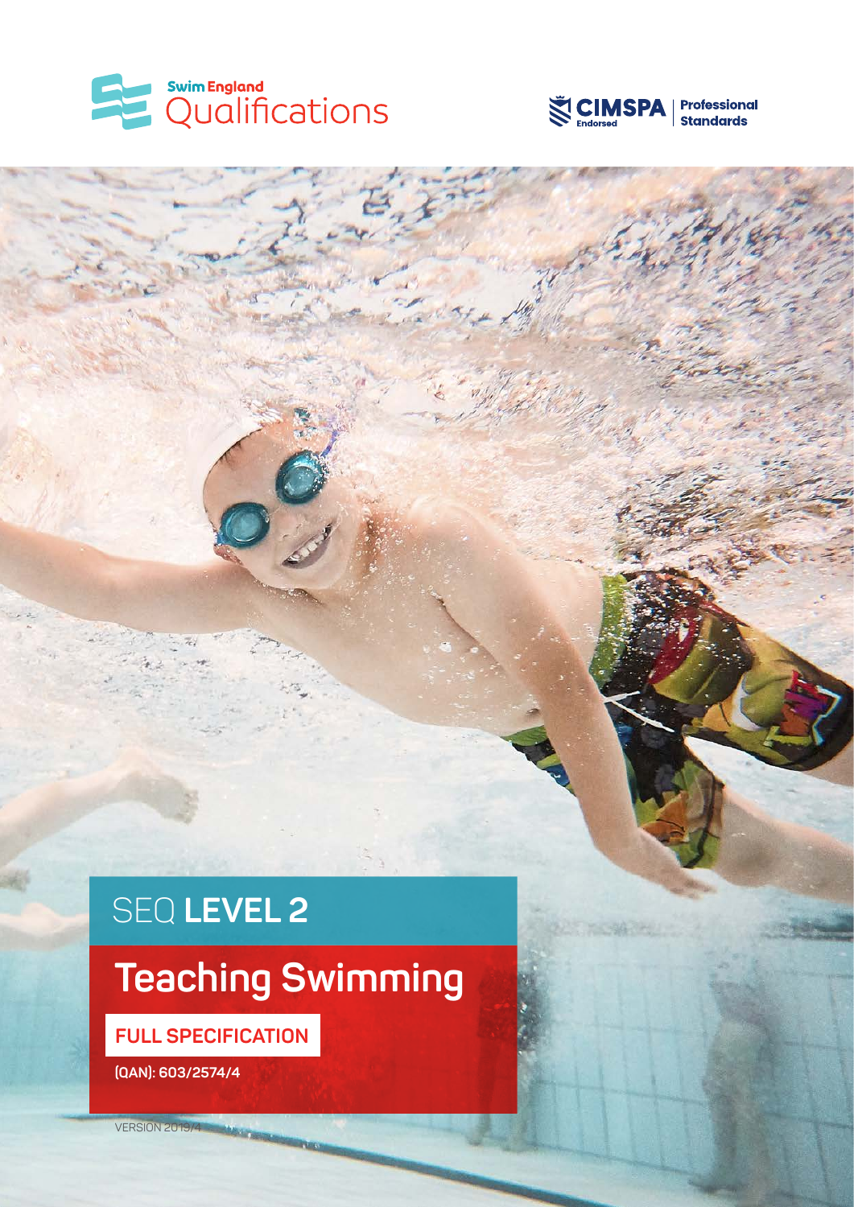Swim England Qualifications

CIMSPA Endorsed | Professional Standards

# SEQ LEVEL 2

# Teaching Swimming

## FULL SPECIFICATION

(QAN): 603/2574/4

VERSION 2019/4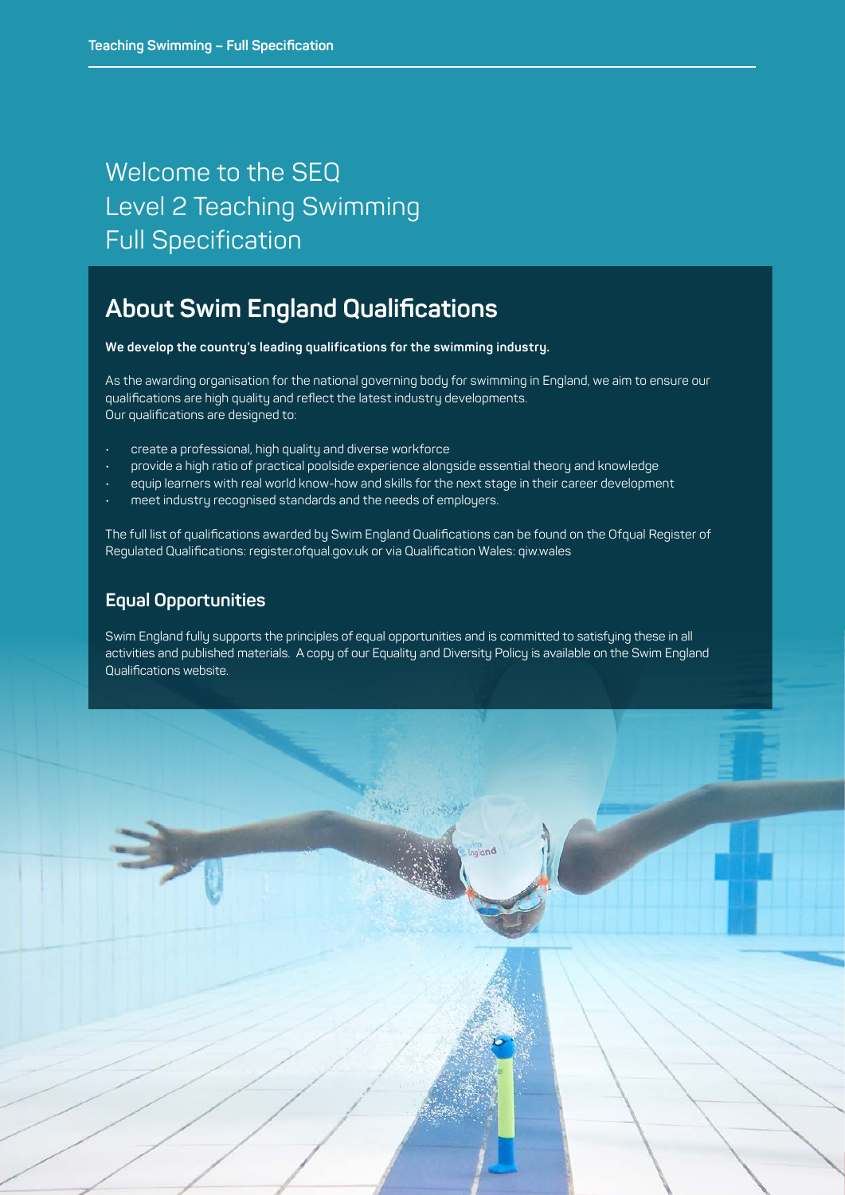# Welcome to the SEQ Level 2 Teaching Swimming Full Specification

## About Swim England Qualifications

**We develop the country's leading qualifications for the swimming industry.**

As the awarding organisation for the national governing body for swimming in England, we aim to ensure our qualifications are high quality and reflect the latest industry developments.
Our qualifications are designed to:

- create a professional, high quality and diverse workforce
- provide a high ratio of practical poolside experience alongside essential theory and knowledge
- equip learners with real world know-how and skills for the next stage in their career development
- meet industry recognised standards and the needs of employers.

The full list of qualifications awarded by Swim England Qualifications can be found on the Ofqual Register of Regulated Qualifications: register.ofqual.gov.uk or via Qualification Wales: qiw.wales

### Equal Opportunities

Swim England fully supports the principles of equal opportunities and is committed to satisfying these in all activities and published materials. A copy of our Equality and Diversity Policy is available on the Swim England Qualifications website.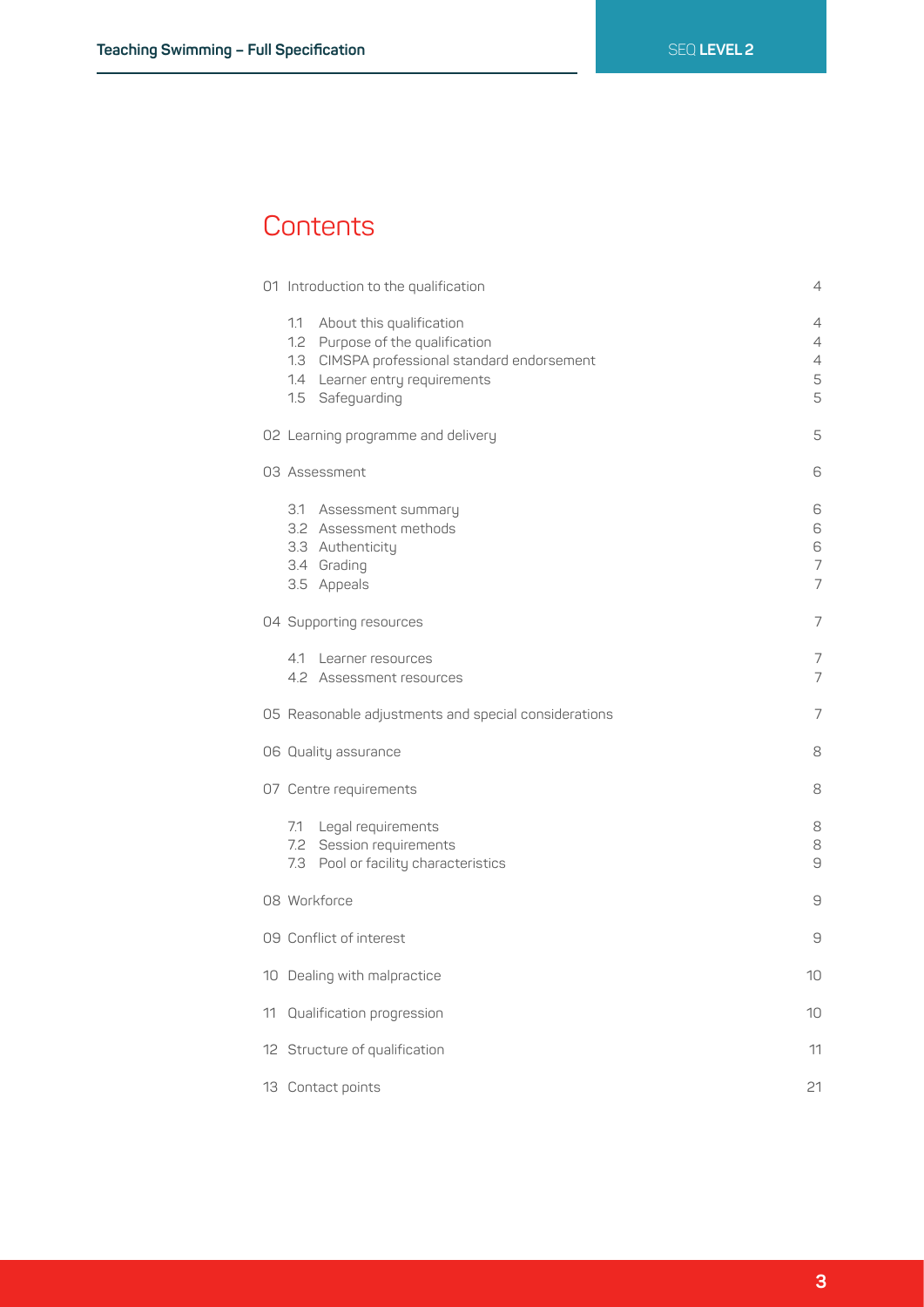# Contents

| | |
|---|---|
| 01 Introduction to the qualification | 4 |
| 1.1 About this qualification | 4 |
| 1.2 Purpose of the qualification | 4 |
| 1.3 CIMSPA professional standard endorsement | 4 |
| 1.4 Learner entry requirements | 5 |
| 1.5 Safeguarding | 5 |
| 02 Learning programme and delivery | 5 |
| 03 Assessment | 6 |
| 3.1 Assessment summary | 6 |
| 3.2 Assessment methods | 6 |
| 3.3 Authenticity | 6 |
| 3.4 Grading | 7 |
| 3.5 Appeals | 7 |
| 04 Supporting resources | 7 |
| 4.1 Learner resources | 7 |
| 4.2 Assessment resources | 7 |
| 05 Reasonable adjustments and special considerations | 7 |
| 06 Quality assurance | 8 |
| 07 Centre requirements | 8 |
| 7.1 Legal requirements | 8 |
| 7.2 Session requirements | 8 |
| 7.3 Pool or facility characteristics | 9 |
| 08 Workforce | 9 |
| 09 Conflict of interest | 9 |
| 10 Dealing with malpractice | 10 |
| 11 Qualification progression | 10 |
| 12 Structure of qualification | 11 |
| 13 Contact points | 21 |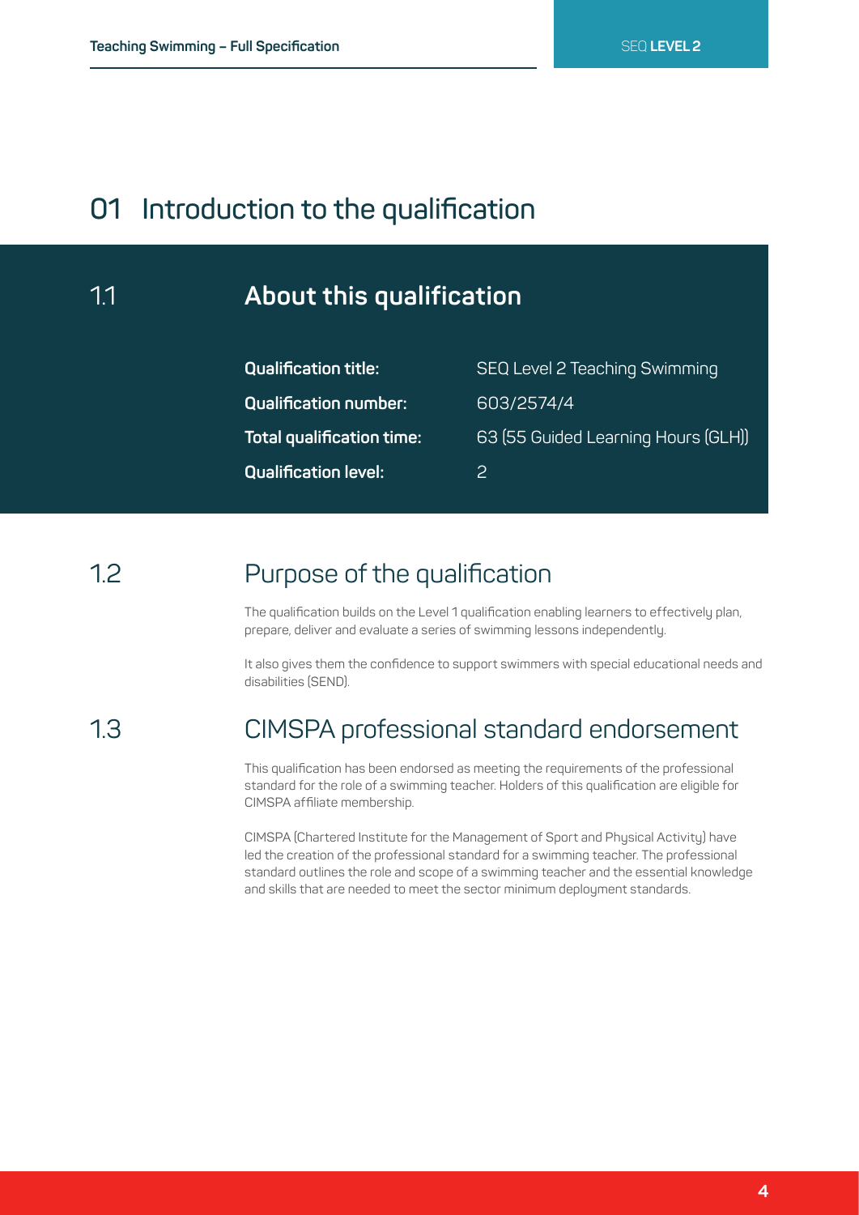# 01 Introduction to the qualification

## 1.1 About this qualification

| | |
|---|---|
| **Qualification title:** | SEQ Level 2 Teaching Swimming |
| **Qualification number:** | 603/2574/4 |
| **Total qualification time:** | 63 (55 Guided Learning Hours (GLH)) |
| **Qualification level:** | 2 |

## 1.2 Purpose of the qualification

The qualification builds on the Level 1 qualification enabling learners to effectively plan, prepare, deliver and evaluate a series of swimming lessons independently.

It also gives them the confidence to support swimmers with special educational needs and disabilities (SEND).

## 1.3 CIMSPA professional standard endorsement

This qualification has been endorsed as meeting the requirements of the professional standard for the role of a swimming teacher. Holders of this qualification are eligible for CIMSPA affiliate membership.

CIMSPA (Chartered Institute for the Management of Sport and Physical Activity) have led the creation of the professional standard for a swimming teacher. The professional standard outlines the role and scope of a swimming teacher and the essential knowledge and skills that are needed to meet the sector minimum deployment standards.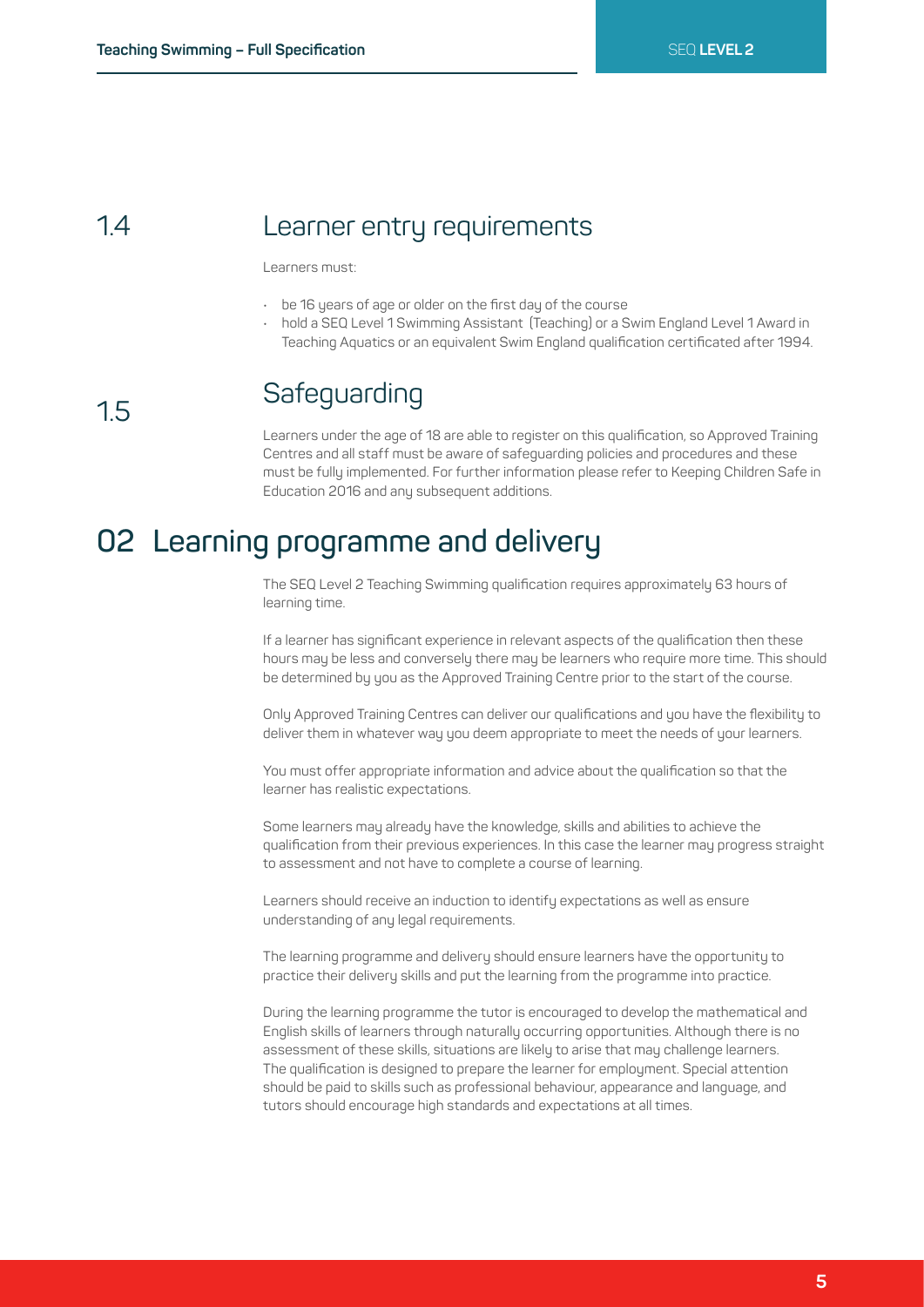## 1.4 Learner entry requirements

Learners must:

- be 16 years of age or older on the first day of the course
- hold a SEQ Level 1 Swimming Assistant (Teaching) or a Swim England Level 1 Award in Teaching Aquatics or an equivalent Swim England qualification certificated after 1994.

## 1.5 Safeguarding

Learners under the age of 18 are able to register on this qualification, so Approved Training Centres and all staff must be aware of safeguarding policies and procedures and these must be fully implemented. For further information please refer to Keeping Children Safe in Education 2016 and any subsequent additions.

# 02 Learning programme and delivery

The SEQ Level 2 Teaching Swimming qualification requires approximately 63 hours of learning time.

If a learner has significant experience in relevant aspects of the qualification then these hours may be less and conversely there may be learners who require more time. This should be determined by you as the Approved Training Centre prior to the start of the course.

Only Approved Training Centres can deliver our qualifications and you have the flexibility to deliver them in whatever way you deem appropriate to meet the needs of your learners.

You must offer appropriate information and advice about the qualification so that the learner has realistic expectations.

Some learners may already have the knowledge, skills and abilities to achieve the qualification from their previous experiences. In this case the learner may progress straight to assessment and not have to complete a course of learning.

Learners should receive an induction to identify expectations as well as ensure understanding of any legal requirements.

The learning programme and delivery should ensure learners have the opportunity to practice their delivery skills and put the learning from the programme into practice.

During the learning programme the tutor is encouraged to develop the mathematical and English skills of learners through naturally occurring opportunities. Although there is no assessment of these skills, situations are likely to arise that may challenge learners. The qualification is designed to prepare the learner for employment. Special attention should be paid to skills such as professional behaviour, appearance and language, and tutors should encourage high standards and expectations at all times.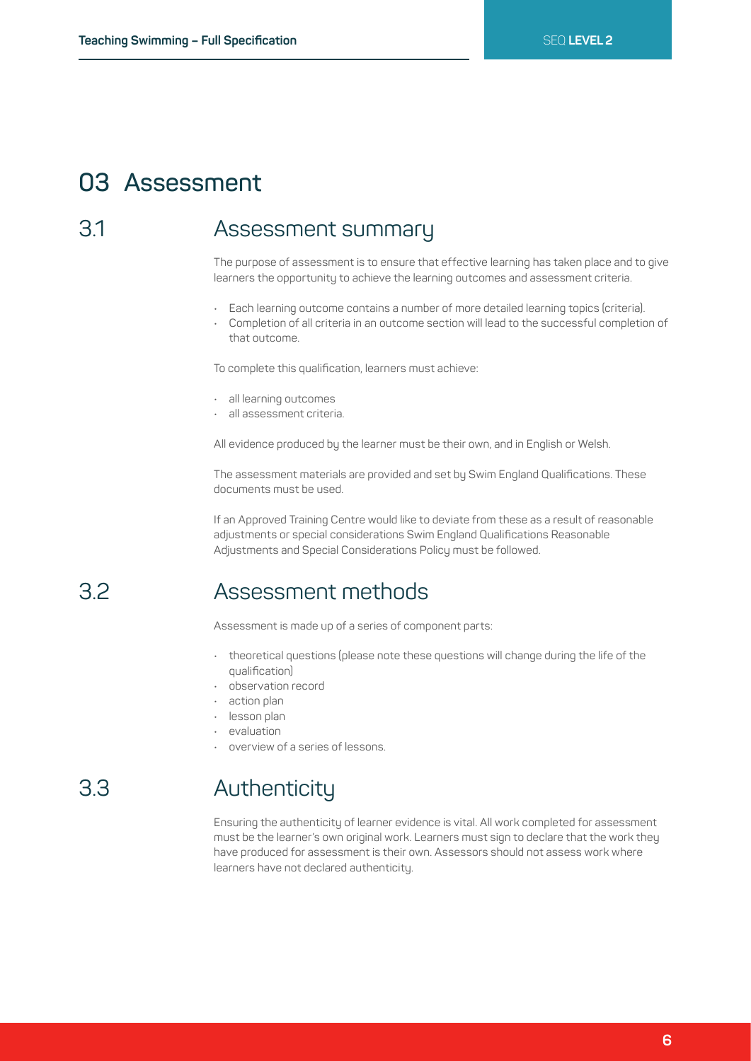# 03 Assessment

## 3.1 Assessment summary

The purpose of assessment is to ensure that effective learning has taken place and to give learners the opportunity to achieve the learning outcomes and assessment criteria.

- Each learning outcome contains a number of more detailed learning topics (criteria).
- Completion of all criteria in an outcome section will lead to the successful completion of that outcome.

To complete this qualification, learners must achieve:

- all learning outcomes
- all assessment criteria.

All evidence produced by the learner must be their own, and in English or Welsh.

The assessment materials are provided and set by Swim England Qualifications. These documents must be used.

If an Approved Training Centre would like to deviate from these as a result of reasonable adjustments or special considerations Swim England Qualifications Reasonable Adjustments and Special Considerations Policy must be followed.

## 3.2 Assessment methods

Assessment is made up of a series of component parts:

- theoretical questions (please note these questions will change during the life of the qualification)
- observation record
- action plan
- lesson plan
- evaluation
- overview of a series of lessons.

## 3.3 Authenticity

Ensuring the authenticity of learner evidence is vital. All work completed for assessment must be the learner's own original work. Learners must sign to declare that the work they have produced for assessment is their own. Assessors should not assess work where learners have not declared authenticity.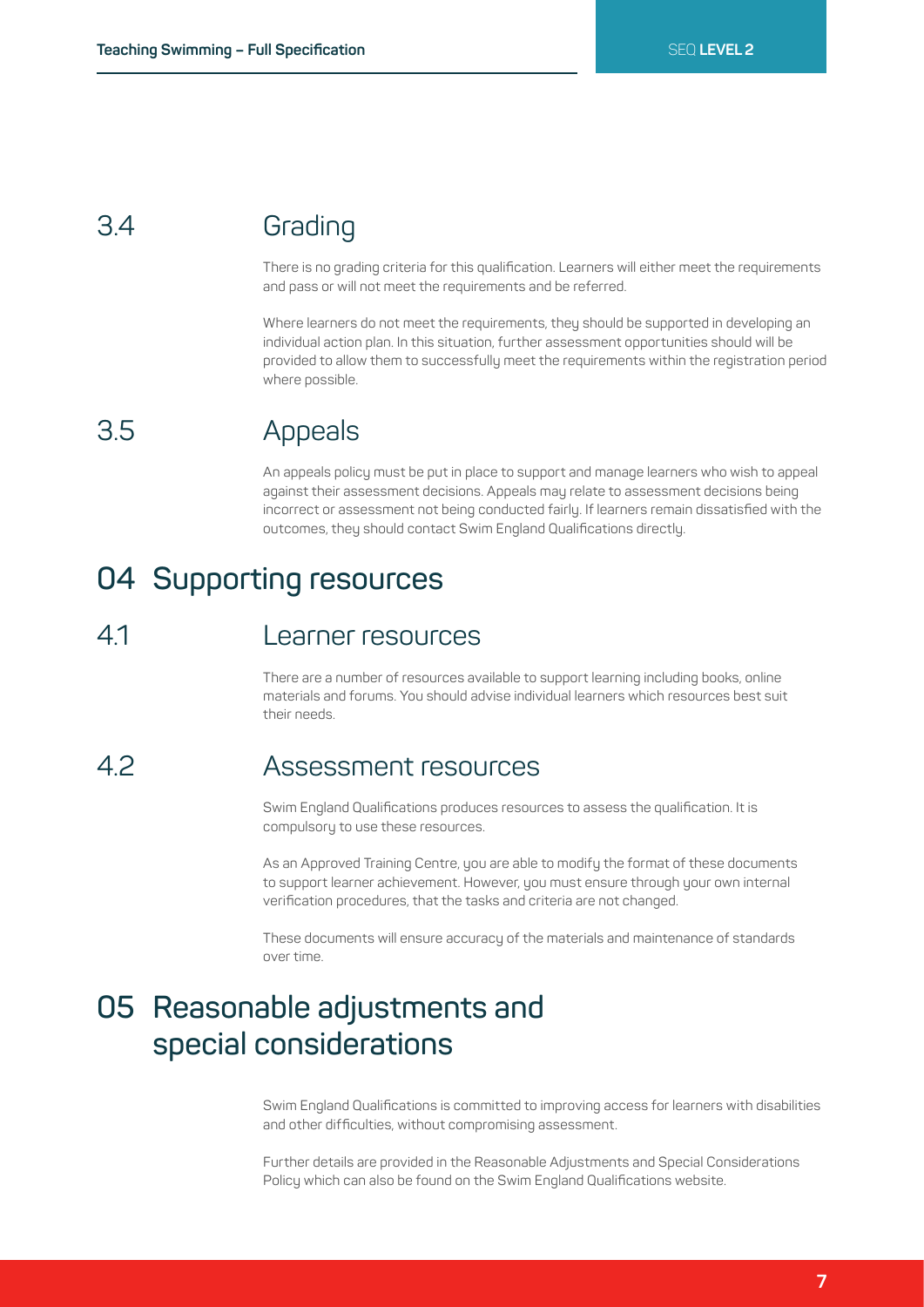## 3.4 Grading

There is no grading criteria for this qualification. Learners will either meet the requirements and pass or will not meet the requirements and be referred.

Where learners do not meet the requirements, they should be supported in developing an individual action plan. In this situation, further assessment opportunities should will be provided to allow them to successfully meet the requirements within the registration period where possible.

## 3.5 Appeals

An appeals policy must be put in place to support and manage learners who wish to appeal against their assessment decisions. Appeals may relate to assessment decisions being incorrect or assessment not being conducted fairly. If learners remain dissatisfied with the outcomes, they should contact Swim England Qualifications directly.

# 04 Supporting resources

## 4.1 Learner resources

There are a number of resources available to support learning including books, online materials and forums. You should advise individual learners which resources best suit their needs.

## 4.2 Assessment resources

Swim England Qualifications produces resources to assess the qualification. It is compulsory to use these resources.

As an Approved Training Centre, you are able to modify the format of these documents to support learner achievement. However, you must ensure through your own internal verification procedures, that the tasks and criteria are not changed.

These documents will ensure accuracy of the materials and maintenance of standards over time.

# 05 Reasonable adjustments and special considerations

Swim England Qualifications is committed to improving access for learners with disabilities and other difficulties, without compromising assessment.

Further details are provided in the Reasonable Adjustments and Special Considerations Policy which can also be found on the Swim England Qualifications website.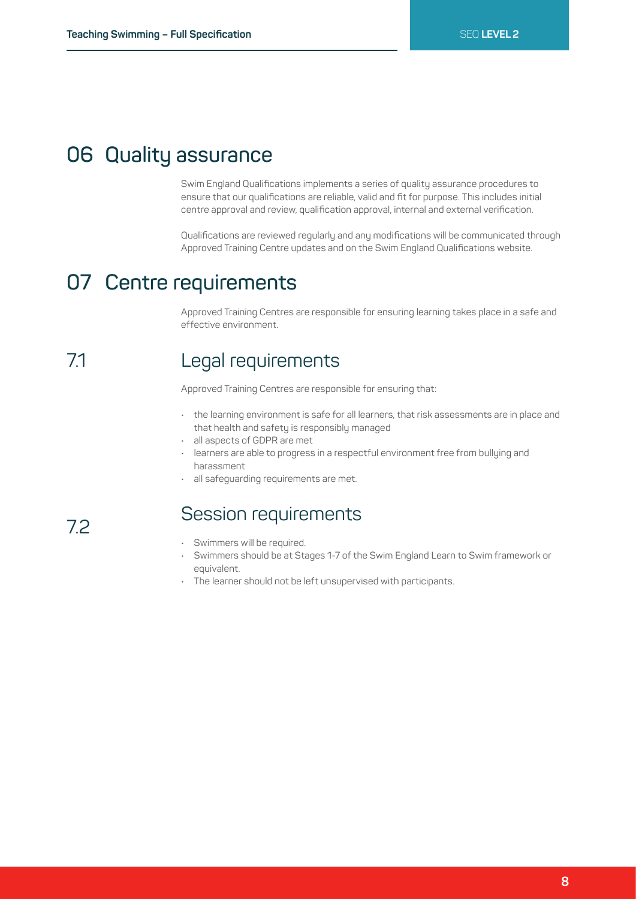# 06 Quality assurance

Swim England Qualifications implements a series of quality assurance procedures to ensure that our qualifications are reliable, valid and fit for purpose. This includes initial centre approval and review, qualification approval, internal and external verification.

Qualifications are reviewed regularly and any modifications will be communicated through Approved Training Centre updates and on the Swim England Qualifications website.

# 07 Centre requirements

Approved Training Centres are responsible for ensuring learning takes place in a safe and effective environment.

## 7.1 Legal requirements

Approved Training Centres are responsible for ensuring that:

- the learning environment is safe for all learners, that risk assessments are in place and that health and safety is responsibly managed
- all aspects of GDPR are met
- learners are able to progress in a respectful environment free from bullying and harassment
- all safeguarding requirements are met.

## 7.2 Session requirements

- Swimmers will be required.
- Swimmers should be at Stages 1-7 of the Swim England Learn to Swim framework or equivalent.
- The learner should not be left unsupervised with participants.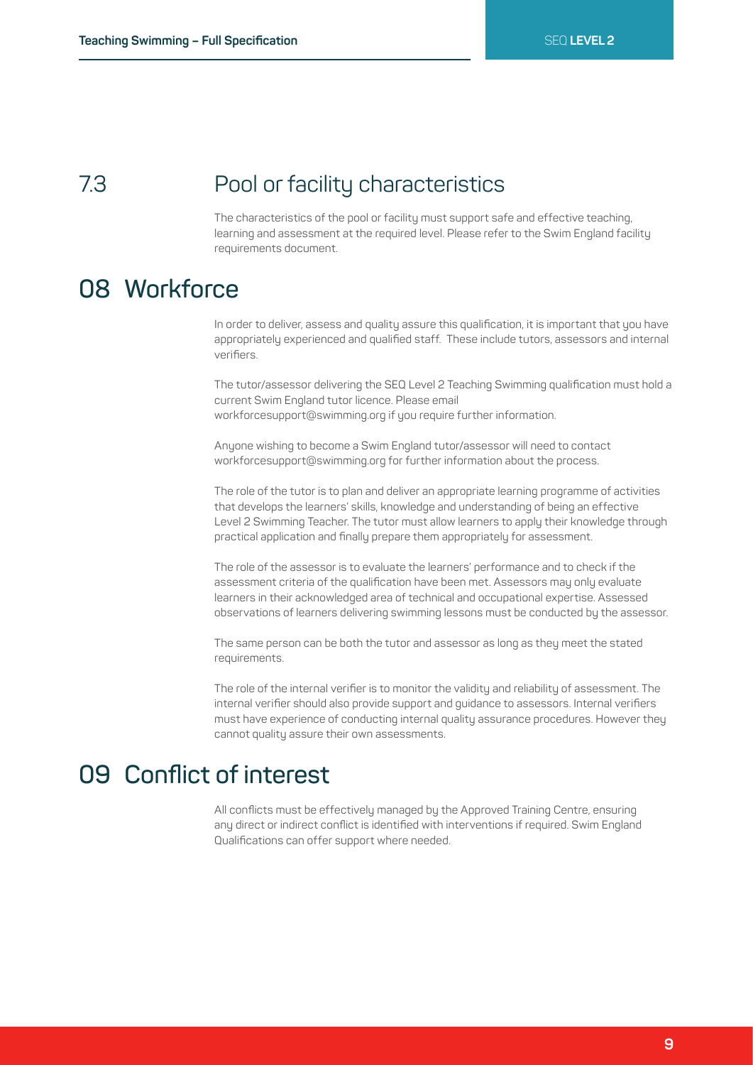## 7.3 Pool or facility characteristics

The characteristics of the pool or facility must support safe and effective teaching, learning and assessment at the required level. Please refer to the Swim England facility requirements document.

# 08 Workforce

In order to deliver, assess and quality assure this qualification, it is important that you have appropriately experienced and qualified staff. These include tutors, assessors and internal verifiers.

The tutor/assessor delivering the SEQ Level 2 Teaching Swimming qualification must hold a current Swim England tutor licence. Please email workforcesupport@swimming.org if you require further information.

Anyone wishing to become a Swim England tutor/assessor will need to contact workforcesupport@swimming.org for further information about the process.

The role of the tutor is to plan and deliver an appropriate learning programme of activities that develops the learners' skills, knowledge and understanding of being an effective Level 2 Swimming Teacher. The tutor must allow learners to apply their knowledge through practical application and finally prepare them appropriately for assessment.

The role of the assessor is to evaluate the learners' performance and to check if the assessment criteria of the qualification have been met. Assessors may only evaluate learners in their acknowledged area of technical and occupational expertise. Assessed observations of learners delivering swimming lessons must be conducted by the assessor.

The same person can be both the tutor and assessor as long as they meet the stated requirements.

The role of the internal verifier is to monitor the validity and reliability of assessment. The internal verifier should also provide support and guidance to assessors. Internal verifiers must have experience of conducting internal quality assurance procedures. However they cannot quality assure their own assessments.

# 09 Conflict of interest

All conflicts must be effectively managed by the Approved Training Centre, ensuring any direct or indirect conflict is identified with interventions if required. Swim England Qualifications can offer support where needed.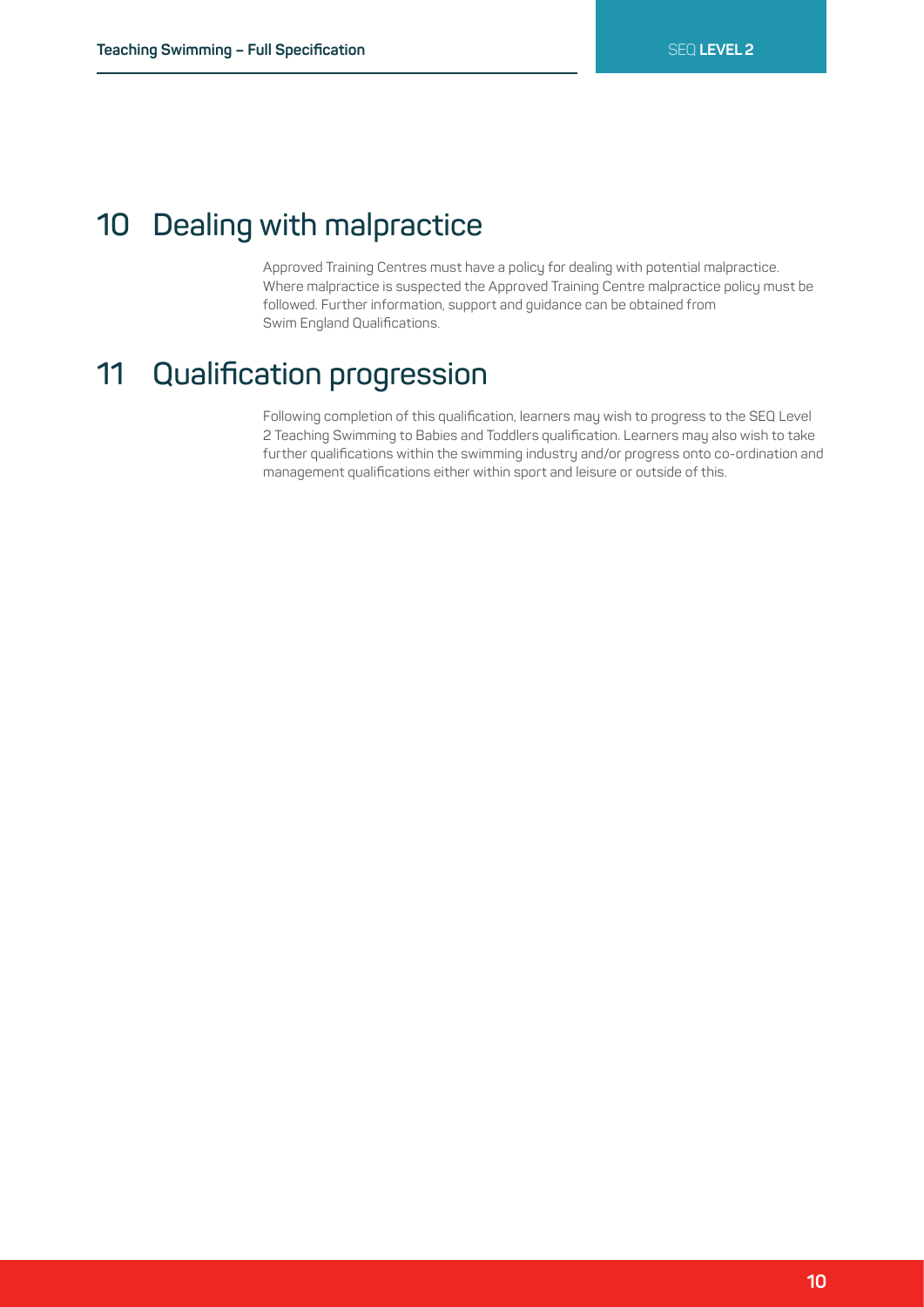## 10 Dealing with malpractice

Approved Training Centres must have a policy for dealing with potential malpractice. Where malpractice is suspected the Approved Training Centre malpractice policy must be followed. Further information, support and guidance can be obtained from Swim England Qualifications.

## 11 Qualification progression

Following completion of this qualification, learners may wish to progress to the SEQ Level 2 Teaching Swimming to Babies and Toddlers qualification. Learners may also wish to take further qualifications within the swimming industry and/or progress onto co-ordination and management qualifications either within sport and leisure or outside of this.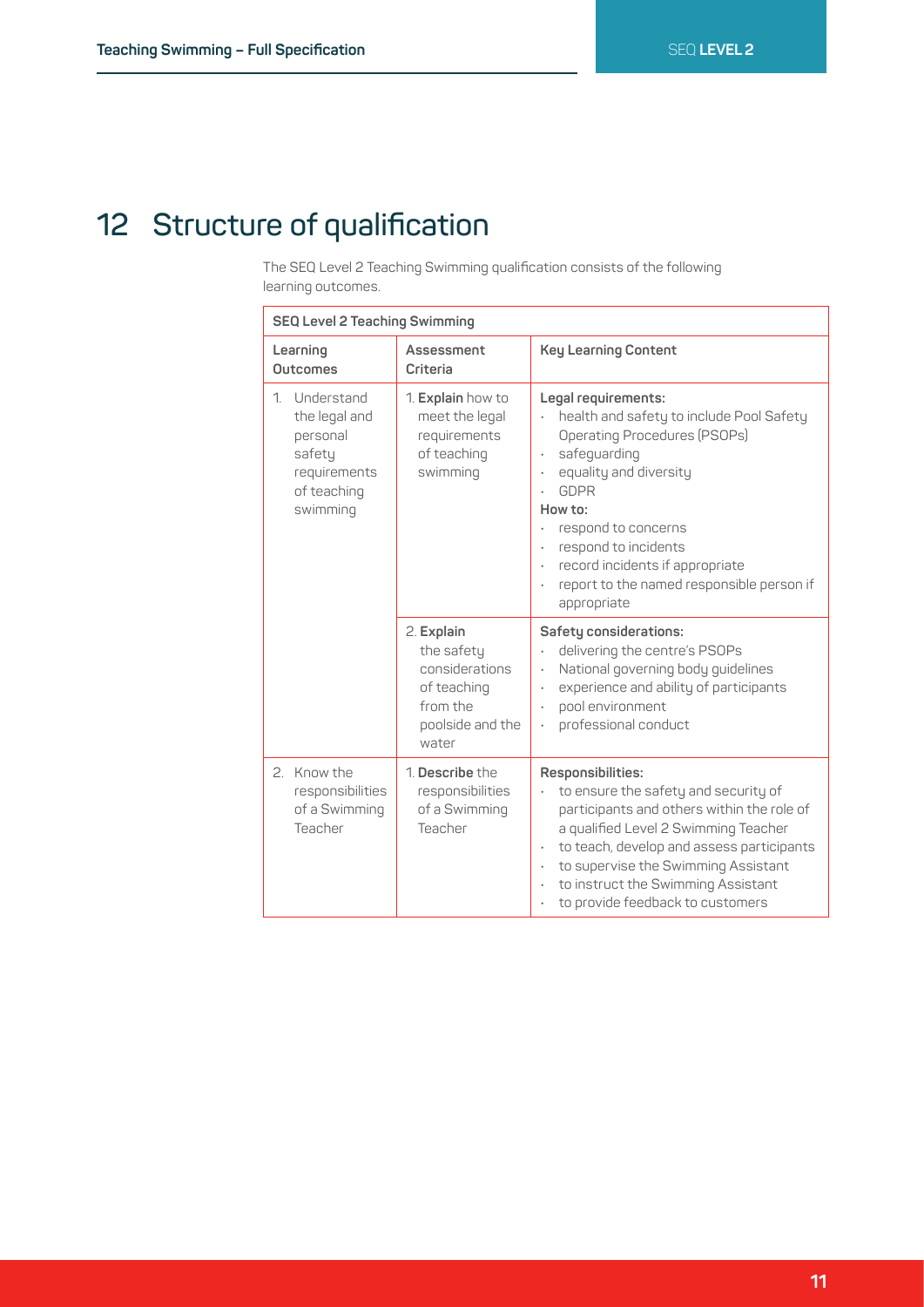# 12 Structure of qualification

The SEQ Level 2 Teaching Swimming qualification consists of the following learning outcomes.

| SEQ Level 2 Teaching Swimming | | |
|---|---|---|
| **Learning Outcomes** | **Assessment Criteria** | **Key Learning Content** |
| 1. Understand the legal and personal safety requirements of teaching swimming | 1. **Explain** how to meet the legal requirements of teaching swimming | **Legal requirements:**<br>· health and safety to include Pool Safety Operating Procedures (PSOPs)<br>· safeguarding<br>· equality and diversity<br>· GDPR<br>**How to:**<br>· respond to concerns<br>· respond to incidents<br>· record incidents if appropriate<br>· report to the named responsible person if appropriate |
| | 2. **Explain** the safety considerations of teaching from the poolside and the water | **Safety considerations:**<br>· delivering the centre's PSOPs<br>· National governing body guidelines<br>· experience and ability of participants<br>· pool environment<br>· professional conduct |
| 2. Know the responsibilities of a Swimming Teacher | 1. **Describe** the responsibilities of a Swimming Teacher | **Responsibilities:**<br>· to ensure the safety and security of participants and others within the role of a qualified Level 2 Swimming Teacher<br>· to teach, develop and assess participants<br>· to supervise the Swimming Assistant<br>· to instruct the Swimming Assistant<br>· to provide feedback to customers |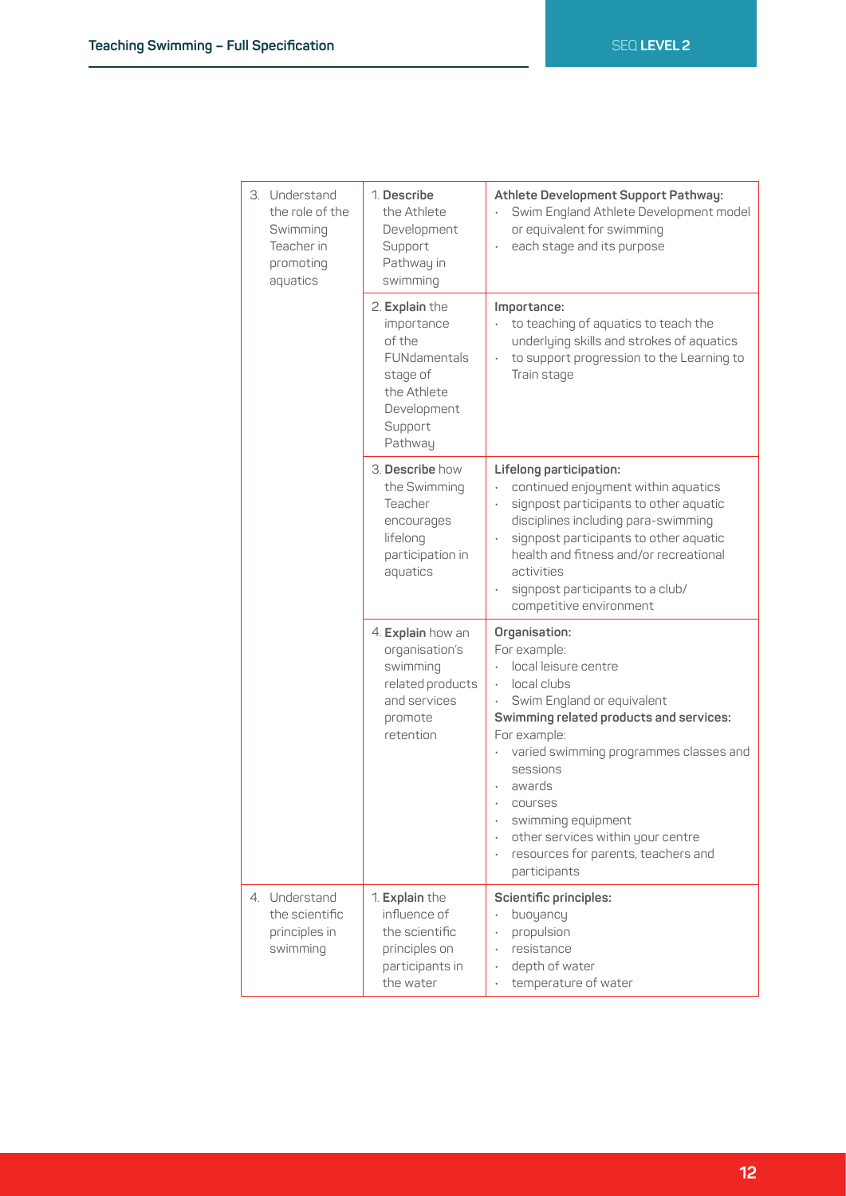| | | |
|---|---|---|
| 3. Understand the role of the Swimming Teacher in promoting aquatics | 1. **Describe** the Athlete Development Support Pathway in swimming | **Athlete Development Support Pathway:**<br>• Swim England Athlete Development model or equivalent for swimming<br>• each stage and its purpose |
| | 2. **Explain** the importance of the FUNdamentals stage of the Athlete Development Support Pathway | **Importance:**<br>• to teaching of aquatics to teach the underlying skills and strokes of aquatics<br>• to support progression to the Learning to Train stage |
| | 3. **Describe** how the Swimming Teacher encourages lifelong participation in aquatics | **Lifelong participation:**<br>• continued enjoyment within aquatics<br>• signpost participants to other aquatic disciplines including para-swimming<br>• signpost participants to other aquatic health and fitness and/or recreational activities<br>• signpost participants to a club/ competitive environment |
| | 4. **Explain** how an organisation's swimming related products and services promote retention | **Organisation:**<br>For example:<br>• local leisure centre<br>• local clubs<br>• Swim England or equivalent<br>**Swimming related products and services:**<br>For example:<br>• varied swimming programmes classes and sessions<br>• awards<br>• courses<br>• swimming equipment<br>• other services within your centre<br>• resources for parents, teachers and participants |
| 4. Understand the scientific principles in swimming | 1. **Explain** the influence of the scientific principles on participants in the water | **Scientific principles:**<br>• buoyancy<br>• propulsion<br>• resistance<br>• depth of water<br>• temperature of water |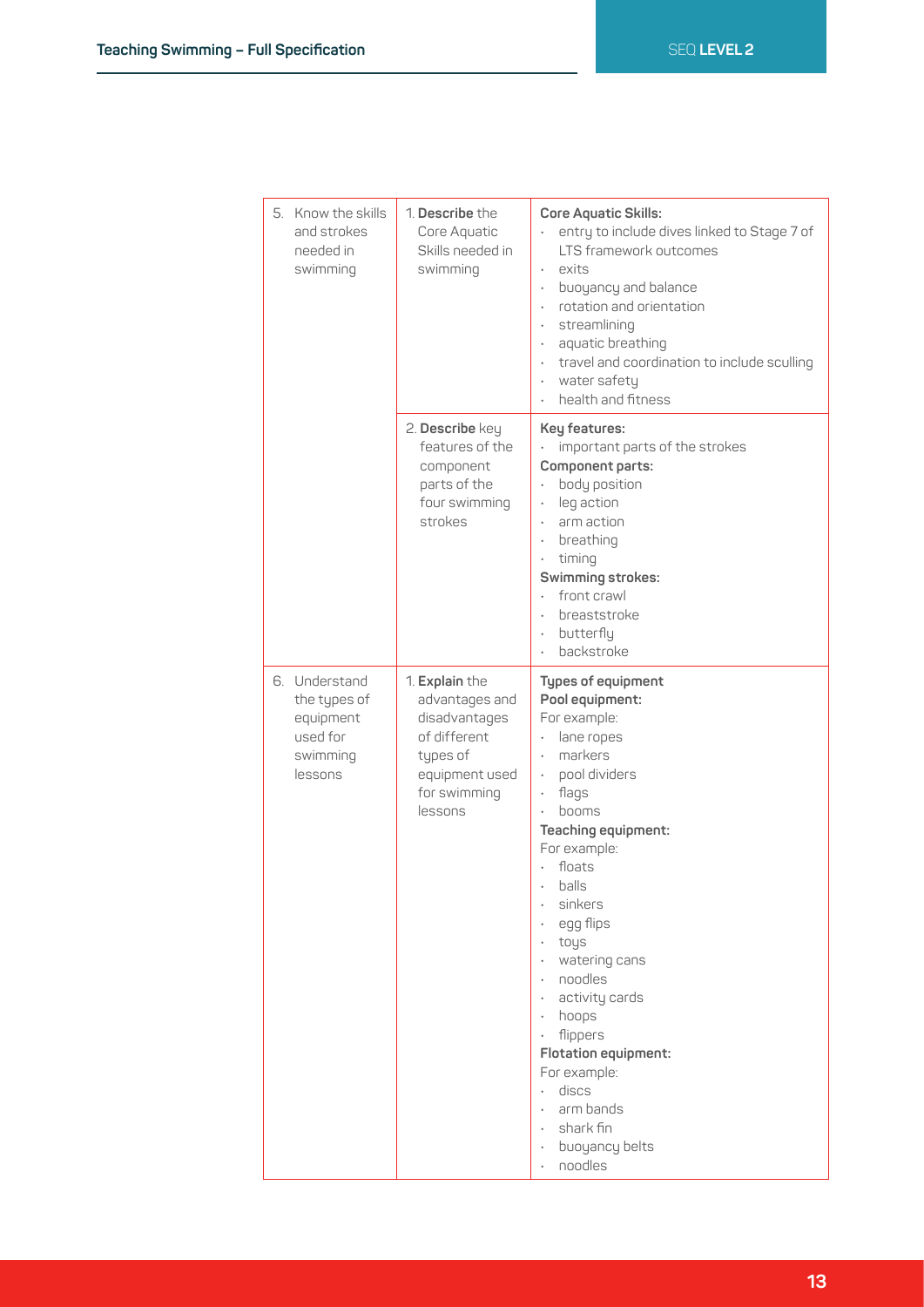| | | |
|---|---|---|
| 5. Know the skills and strokes needed in swimming | 1. **Describe** the Core Aquatic Skills needed in swimming | **Core Aquatic Skills:**<br>· entry to include dives linked to Stage 7 of LTS framework outcomes<br>· exits<br>· buoyancy and balance<br>· rotation and orientation<br>· streamlining<br>· aquatic breathing<br>· travel and coordination to include sculling<br>· water safety<br>· health and fitness |
| | 2. **Describe** key features of the component parts of the four swimming strokes | **Key features:**<br>· important parts of the strokes<br>**Component parts:**<br>· body position<br>· leg action<br>· arm action<br>· breathing<br>· timing<br>**Swimming strokes:**<br>· front crawl<br>· breaststroke<br>· butterfly<br>· backstroke |
| 6. Understand the types of equipment used for swimming lessons | 1. **Explain** the advantages and disadvantages of different types of equipment used for swimming lessons | **Types of equipment**<br>**Pool equipment:**<br>For example:<br>· lane ropes<br>· markers<br>· pool dividers<br>· flags<br>· booms<br>**Teaching equipment:**<br>For example:<br>· floats<br>· balls<br>· sinkers<br>· egg flips<br>· toys<br>· watering cans<br>· noodles<br>· activity cards<br>· hoops<br>· flippers<br>**Flotation equipment:**<br>For example:<br>· discs<br>· arm bands<br>· shark fin<br>· buoyancy belts<br>· noodles |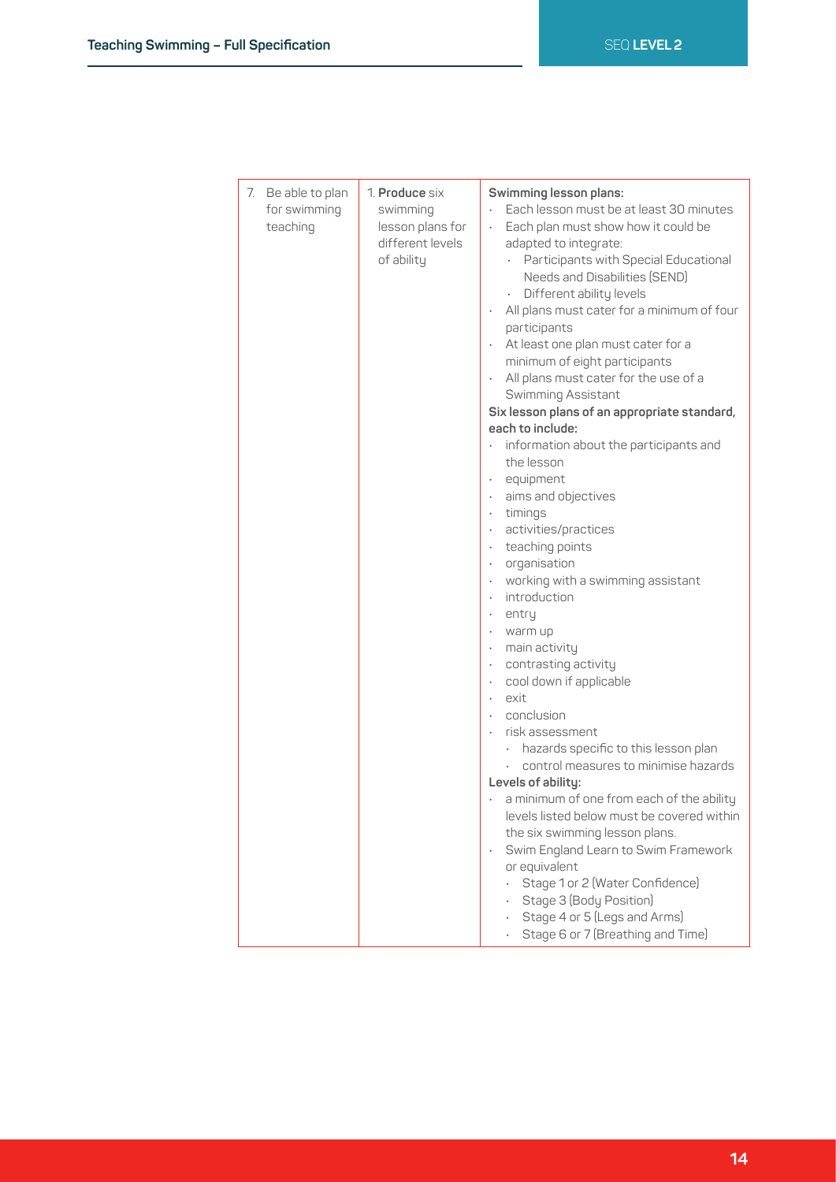| | | |
|---|---|---|
| 7. Be able to plan for swimming teaching | 1. **Produce** six swimming lesson plans for different levels of ability | **Swimming lesson plans:**<br>• Each lesson must be at least 30 minutes<br>• Each plan must show how it could be adapted to integrate:<br>&nbsp;&nbsp;• Participants with Special Educational Needs and Disabilities (SEND)<br>&nbsp;&nbsp;• Different ability levels<br>• All plans must cater for a minimum of four participants<br>• At least one plan must cater for a minimum of eight participants<br>• All plans must cater for the use of a Swimming Assistant<br>**Six lesson plans of an appropriate standard, each to include:**<br>• information about the participants and the lesson<br>• equipment<br>• aims and objectives<br>• timings<br>• activities/practices<br>• teaching points<br>• organisation<br>• working with a swimming assistant<br>• introduction<br>• entry<br>• warm up<br>• main activity<br>• contrasting activity<br>• cool down if applicable<br>• exit<br>• conclusion<br>• risk assessment<br>&nbsp;&nbsp;• hazards specific to this lesson plan<br>&nbsp;&nbsp;• control measures to minimise hazards<br>**Levels of ability:**<br>• a minimum of one from each of the ability levels listed below must be covered within the six swimming lesson plans.<br>• Swim England Learn to Swim Framework or equivalent<br>&nbsp;&nbsp;• Stage 1 or 2 (Water Confidence)<br>&nbsp;&nbsp;• Stage 3 (Body Position)<br>&nbsp;&nbsp;• Stage 4 or 5 (Legs and Arms)<br>&nbsp;&nbsp;• Stage 6 or 7 (Breathing and Time) |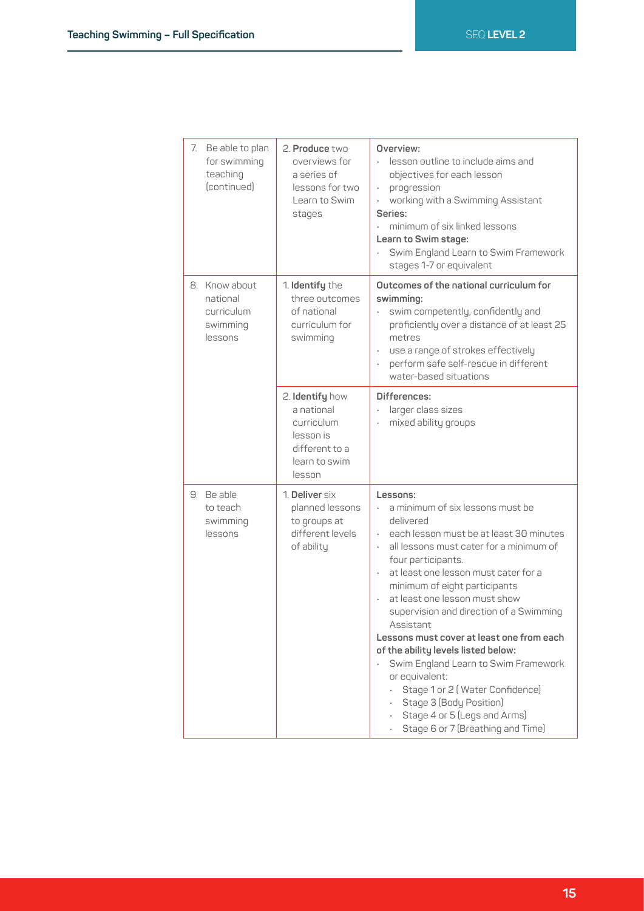| | | |
|---|---|---|
| 7. Be able to plan for swimming teaching (continued) | 2. **Produce** two overviews for a series of lessons for two Learn to Swim stages | **Overview:**<br>• lesson outline to include aims and objectives for each lesson<br>• progression<br>• working with a Swimming Assistant<br>**Series:**<br>• minimum of six linked lessons<br>**Learn to Swim stage:**<br>• Swim England Learn to Swim Framework stages 1-7 or equivalent |
| 8. Know about national curriculum swimming lessons | 1. **Identify** the three outcomes of national curriculum for swimming | **Outcomes of the national curriculum for swimming:**<br>• swim competently, confidently and proficiently over a distance of at least 25 metres<br>• use a range of strokes effectively<br>• perform safe self-rescue in different water-based situations |
| | 2. **Identify** how a national curriculum lesson is different to a learn to swim lesson | **Differences:**<br>• larger class sizes<br>• mixed ability groups |
| 9. Be able to teach swimming lessons | 1. **Deliver** six planned lessons to groups at different levels of ability | **Lessons:**<br>• a minimum of six lessons must be delivered<br>• each lesson must be at least 30 minutes<br>• all lessons must cater for a minimum of four participants.<br>• at least one lesson must cater for a minimum of eight participants<br>• at least one lesson must show supervision and direction of a Swimming Assistant<br>**Lessons must cover at least one from each of the ability levels listed below:**<br>• Swim England Learn to Swim Framework or equivalent:<br>&nbsp;&nbsp;• Stage 1 or 2 ( Water Confidence)<br>&nbsp;&nbsp;• Stage 3 (Body Position)<br>&nbsp;&nbsp;• Stage 4 or 5 (Legs and Arms)<br>&nbsp;&nbsp;• Stage 6 or 7 (Breathing and Time) |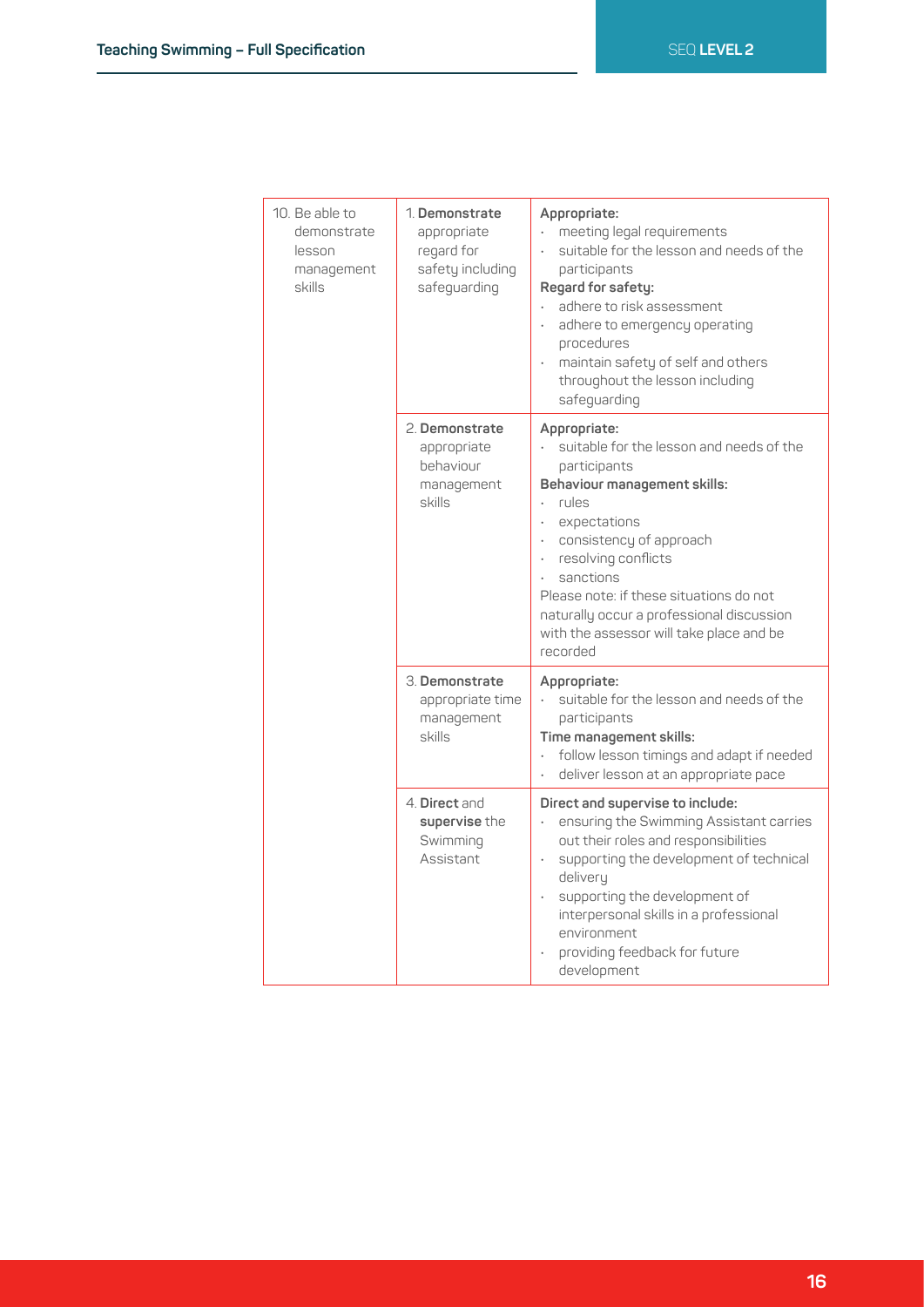| | | |
|---|---|---|
| 10. Be able to demonstrate lesson management skills | 1. **Demonstrate** appropriate regard for safety including safeguarding | **Appropriate:**<br>• meeting legal requirements<br>• suitable for the lesson and needs of the participants<br>**Regard for safety:**<br>• adhere to risk assessment<br>• adhere to emergency operating procedures<br>• maintain safety of self and others throughout the lesson including safeguarding |
| | 2. **Demonstrate** appropriate behaviour management skills | **Appropriate:**<br>• suitable for the lesson and needs of the participants<br>**Behaviour management skills:**<br>• rules<br>• expectations<br>• consistency of approach<br>• resolving conflicts<br>• sanctions<br>Please note: if these situations do not naturally occur a professional discussion with the assessor will take place and be recorded |
| | 3. **Demonstrate** appropriate time management skills | **Appropriate:**<br>• suitable for the lesson and needs of the participants<br>**Time management skills:**<br>• follow lesson timings and adapt if needed<br>• deliver lesson at an appropriate pace |
| | 4. **Direct** and **supervise** the Swimming Assistant | **Direct and supervise to include:**<br>• ensuring the Swimming Assistant carries out their roles and responsibilities<br>• supporting the development of technical delivery<br>• supporting the development of interpersonal skills in a professional environment<br>• providing feedback for future development |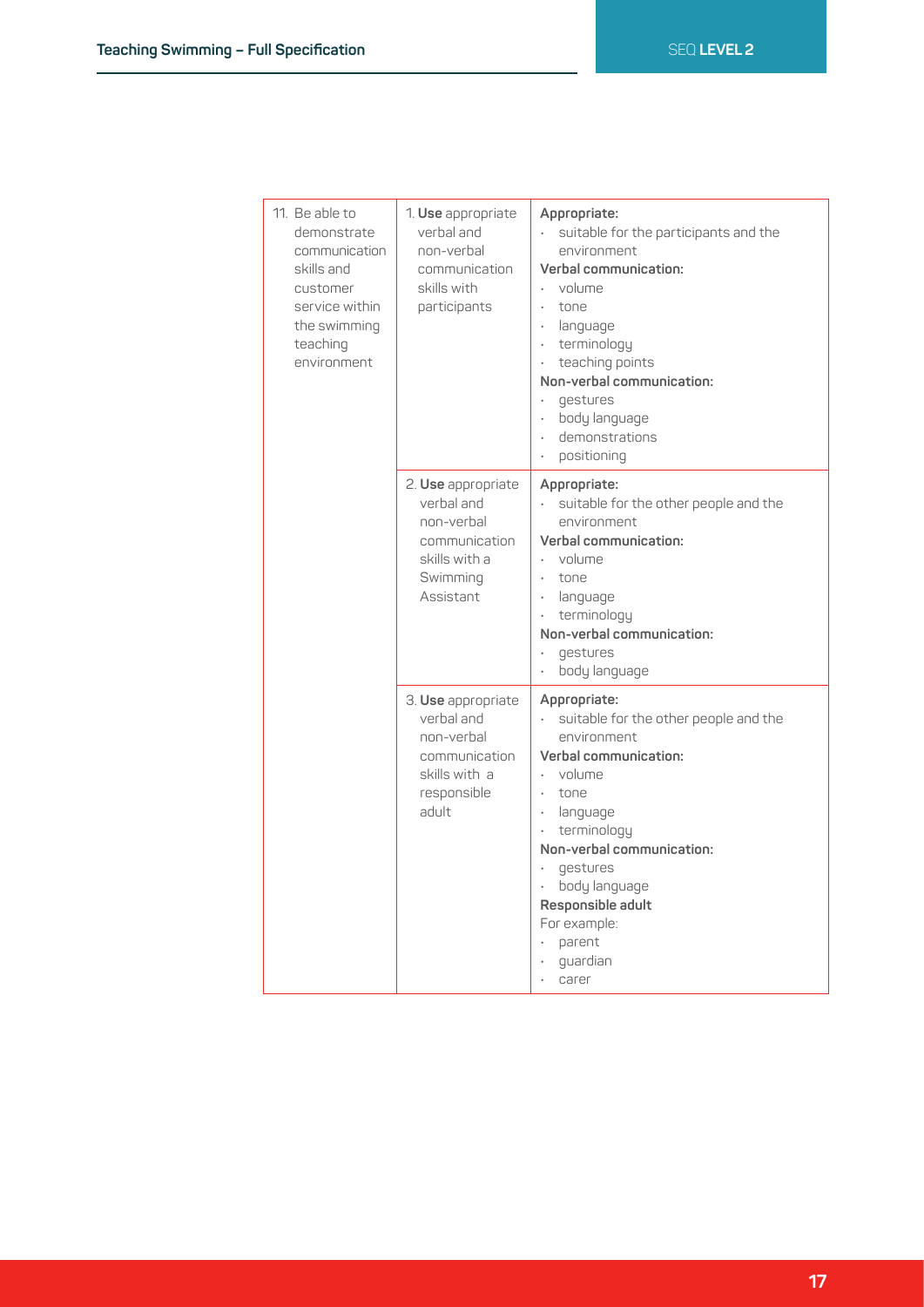| | | |
|---|---|---|
| 11. Be able to demonstrate communication skills and customer service within the swimming teaching environment | 1. **Use** appropriate verbal and non-verbal communication skills with participants | **Appropriate:**<br>• suitable for the participants and the environment<br>**Verbal communication:**<br>• volume<br>• tone<br>• language<br>• terminology<br>• teaching points<br>**Non-verbal communication:**<br>• gestures<br>• body language<br>• demonstrations<br>• positioning |
| | 2. **Use** appropriate verbal and non-verbal communication skills with a Swimming Assistant | **Appropriate:**<br>• suitable for the other people and the environment<br>**Verbal communication:**<br>• volume<br>• tone<br>• language<br>• terminology<br>**Non-verbal communication:**<br>• gestures<br>• body language |
| | 3. **Use** appropriate verbal and non-verbal communication skills with a responsible adult | **Appropriate:**<br>• suitable for the other people and the environment<br>**Verbal communication:**<br>• volume<br>• tone<br>• language<br>• terminology<br>**Non-verbal communication:**<br>• gestures<br>• body language<br>**Responsible adult**<br>For example:<br>• parent<br>• guardian<br>• carer |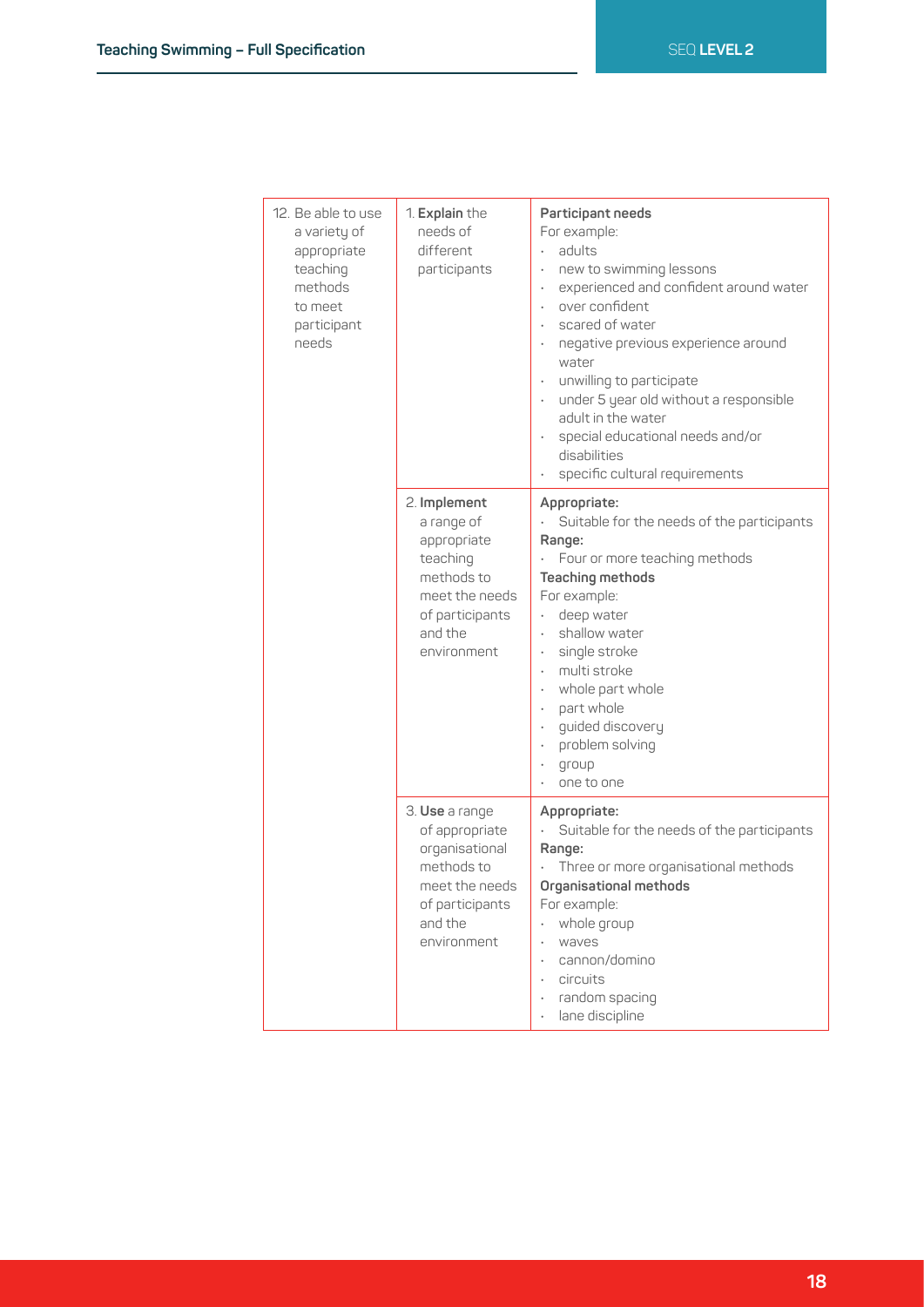| | | |
|---|---|---|
| 12. Be able to use a variety of appropriate teaching methods to meet participant needs | 1. **Explain** the needs of different participants | **Participant needs**<br>For example:<br>• adults<br>• new to swimming lessons<br>• experienced and confident around water<br>• over confident<br>• scared of water<br>• negative previous experience around water<br>• unwilling to participate<br>• under 5 year old without a responsible adult in the water<br>• special educational needs and/or disabilities<br>• specific cultural requirements |
| | 2. **Implement** a range of appropriate teaching methods to meet the needs of participants and the environment | **Appropriate:**<br>• Suitable for the needs of the participants<br>**Range:**<br>• Four or more teaching methods<br>**Teaching methods**<br>For example:<br>• deep water<br>• shallow water<br>• single stroke<br>• multi stroke<br>• whole part whole<br>• part whole<br>• guided discovery<br>• problem solving<br>• group<br>• one to one |
| | 3. **Use** a range of appropriate organisational methods to meet the needs of participants and the environment | **Appropriate:**<br>• Suitable for the needs of the participants<br>**Range:**<br>• Three or more organisational methods<br>**Organisational methods**<br>For example:<br>• whole group<br>• waves<br>• cannon/domino<br>• circuits<br>• random spacing<br>• lane discipline |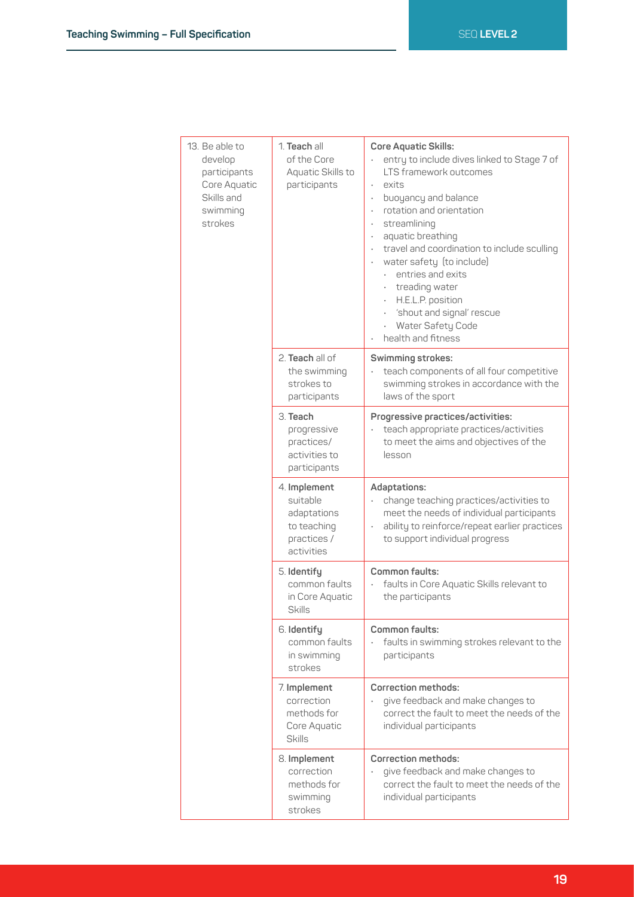| | | |
|---|---|---|
| 13. Be able to develop participants Core Aquatic Skills and swimming strokes | 1. **Teach** all of the Core Aquatic Skills to participants | **Core Aquatic Skills:**<br>• entry to include dives linked to Stage 7 of LTS framework outcomes<br>• exits<br>• buoyancy and balance<br>• rotation and orientation<br>• streamlining<br>• aquatic breathing<br>• travel and coordination to include sculling<br>• water safety (to include)<br>  • entries and exits<br>  • treading water<br>  • H.E.L.P. position<br>  • 'shout and signal' rescue<br>  • Water Safety Code<br>• health and fitness |
| | 2. **Teach** all of the swimming strokes to participants | **Swimming strokes:**<br>• teach components of all four competitive swimming strokes in accordance with the laws of the sport |
| | 3. **Teach** progressive practices/ activities to participants | **Progressive practices/activities:**<br>• teach appropriate practices/activities to meet the aims and objectives of the lesson |
| | 4. **Implement** suitable adaptations to teaching practices / activities | **Adaptations:**<br>• change teaching practices/activities to meet the needs of individual participants<br>• ability to reinforce/repeat earlier practices to support individual progress |
| | 5. **Identify** common faults in Core Aquatic Skills | **Common faults:**<br>• faults in Core Aquatic Skills relevant to the participants |
| | 6. **Identify** common faults in swimming strokes | **Common faults:**<br>• faults in swimming strokes relevant to the participants |
| | 7. **Implement** correction methods for Core Aquatic Skills | **Correction methods:**<br>• give feedback and make changes to correct the fault to meet the needs of the individual participants |
| | 8. **Implement** correction methods for swimming strokes | **Correction methods:**<br>• give feedback and make changes to correct the fault to meet the needs of the individual participants |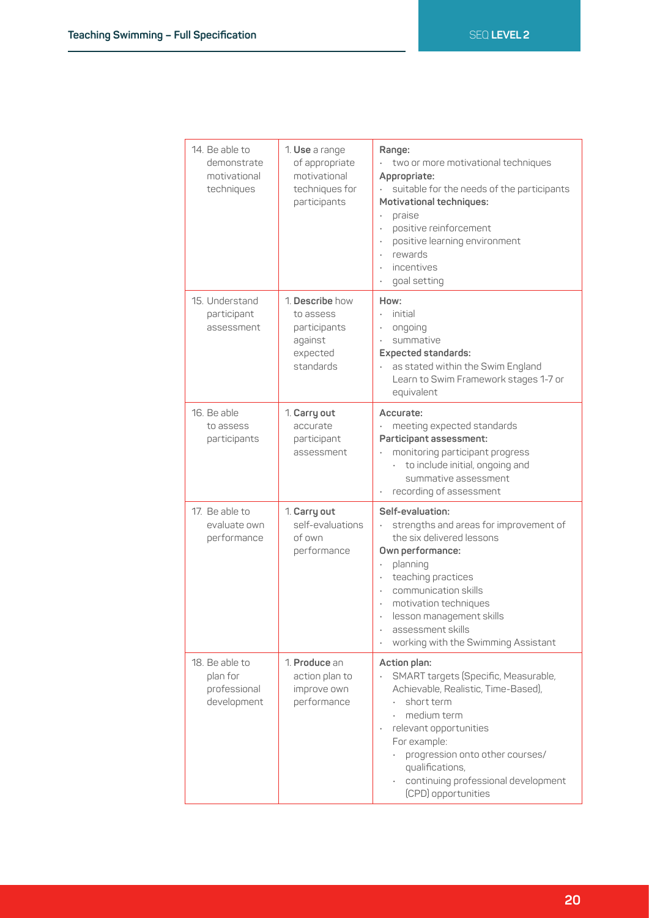| | | |
|---|---|---|
| 14. Be able to demonstrate motivational techniques | 1. **Use** a range of appropriate motivational techniques for participants | **Range:**<br>· two or more motivational techniques<br>**Appropriate:**<br>· suitable for the needs of the participants<br>**Motivational techniques:**<br>· praise<br>· positive reinforcement<br>· positive learning environment<br>· rewards<br>· incentives<br>· goal setting |
| 15. Understand participant assessment | 1. **Describe** how to assess participants against expected standards | **How:**<br>· initial<br>· ongoing<br>· summative<br>**Expected standards:**<br>· as stated within the Swim England Learn to Swim Framework stages 1-7 or equivalent |
| 16. Be able to assess participants | 1. **Carry out** accurate participant assessment | **Accurate:**<br>· meeting expected standards<br>**Participant assessment:**<br>· monitoring participant progress<br>&nbsp;&nbsp;· to include initial, ongoing and summative assessment<br>· recording of assessment |
| 17. Be able to evaluate own performance | 1. **Carry out** self-evaluations of own performance | **Self-evaluation:**<br>· strengths and areas for improvement of the six delivered lessons<br>**Own performance:**<br>· planning<br>· teaching practices<br>· communication skills<br>· motivation techniques<br>· lesson management skills<br>· assessment skills<br>· working with the Swimming Assistant |
| 18. Be able to plan for professional development | 1. **Produce** an action plan to improve own performance | **Action plan:**<br>· SMART targets (Specific, Measurable, Achievable, Realistic, Time-Based),<br>&nbsp;&nbsp;· short term<br>&nbsp;&nbsp;· medium term<br>· relevant opportunities<br>For example:<br>&nbsp;&nbsp;· progression onto other courses/ qualifications,<br>&nbsp;&nbsp;· continuing professional development (CPD) opportunities |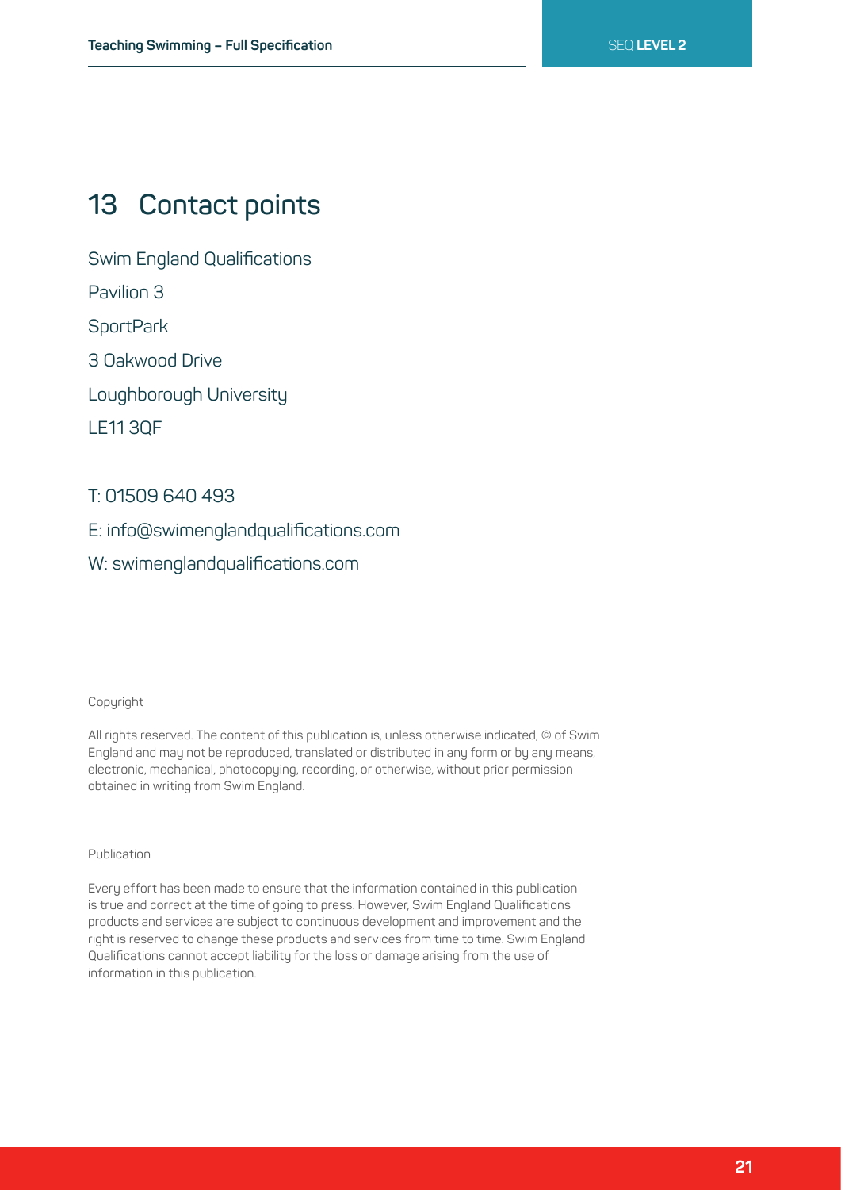## 13 Contact points

Swim England Qualifications

Pavilion 3

SportPark

3 Oakwood Drive

Loughborough University

LE11 3QF

T: 01509 640 493

E: info@swimenglandqualifications.com

W: swimenglandqualifications.com

Copyright

All rights reserved. The content of this publication is, unless otherwise indicated, © of Swim England and may not be reproduced, translated or distributed in any form or by any means, electronic, mechanical, photocopying, recording, or otherwise, without prior permission obtained in writing from Swim England.

Publication

Every effort has been made to ensure that the information contained in this publication is true and correct at the time of going to press. However, Swim England Qualifications products and services are subject to continuous development and improvement and the right is reserved to change these products and services from time to time. Swim England Qualifications cannot accept liability for the loss or damage arising from the use of information in this publication.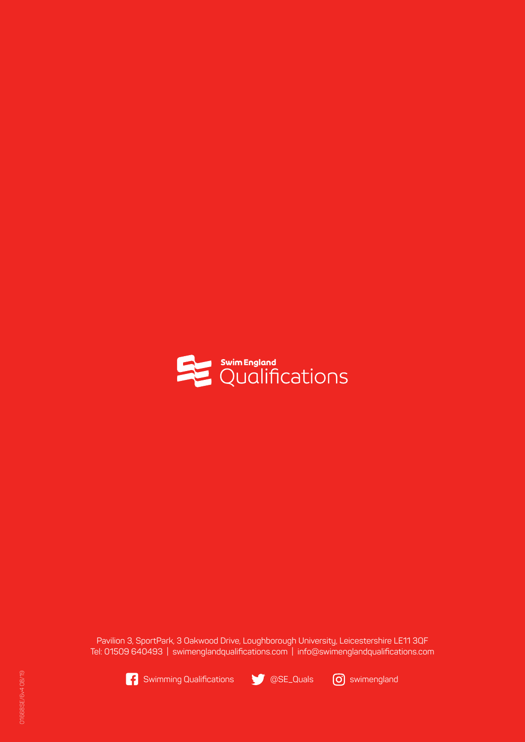Swim England Qualifications

Pavilion 3, SportPark, 3 Oakwood Drive, Loughborough University, Leicestershire LE11 3QF
Tel: 01509 640493 | swimenglandqualifications.com | info@swimenglandqualifications.com

Swimming Qualifications @SE_Quals swimengland

01668SE/6v4 08/19